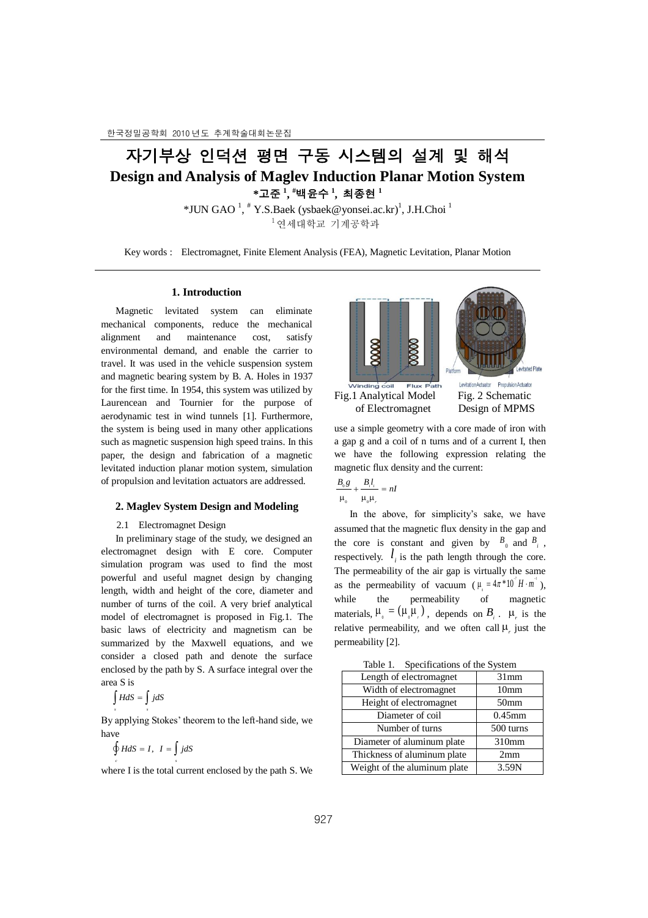# 자기부상 인덕션 평면 구동 시스템의 설계 및 해석

# Design and Analysis of Maglev Induction Planar Motion System

**\*고준 [1], #백윤수 [1], 최종현 [1]**

\*JUN GAO [1], # Y.S.Baek (ysbaek@yonsei.ac.kr)[1], J.H.Choi [1]

[1] 연세대학교 기계공학과

Key words : Electromagnet, Finite Element Analysis (FEA), Magnetic Levitation, Planar Motion

## 1. Introduction

Magnetic levitated system can eliminate mechanical components, reduce the mechanical alignment and maintenance cost, satisfy environmental demand, and enable the carrier to travel. It was used in the vehicle suspension system and magnetic bearing system by B. A. Holes in 1937 for the first time. In 1954, this system was utilized by Laurencean and Tournier for the purpose of aerodynamic test in wind tunnels [1]. Furthermore, the system is being used in many other applications such as magnetic suspension high speed trains. In this paper, the design and fabrication of a magnetic levitated induction planar motion system, simulation of propulsion and levitation actuators are addressed.

## 2. Maglev System Design and Modeling

### 2.1 Electromagnet Design

In preliminary stage of the study, we designed an electromagnet design with E core. Computer simulation program was used to find the most powerful and useful magnet design by changing length, width and height of the core, diameter and number of turns of the coil. A very brief analytical model of electromagnet is proposed in Fig.1. The basic laws of electricity and magnetism can be summarized by the Maxwell equations, and we consider a closed path and denote the surface enclosed by the path by S. A surface integral over the area S is

$$\int_s HdS = \int_s jdS$$

By applying Stokes' theorem to the left-hand side, we have

$$\oint_c HdS = I,\ \ I = \int_s jdS$$

where I is the total current enclosed by the path S. We

Winding coil　Flux Path

Fig.1 Analytical Model of Electromagnet

Platform　Levitated Plate　Levitation Actuator　Propulsion Actuator

Fig. 2 Schematic Design of MPMS

use a simple geometry with a core made of iron with a gap g and a coil of n turns and of a current I, then we have the following expression relating the magnetic flux density and the current:

$$\frac{B_0 g}{\mu_0} + \frac{B_i l_i}{\mu_0 \mu_r} = nI$$

In the above, for simplicity's sake, we have assumed that the magnetic flux density in the gap and the core is constant and given by $B_0$ and $B_i$, respectively. $l_i$ is the path length through the core. The permeability of the air gap is virtually the same as the permeability of vacuum ($\mu_0 = 4\pi * 10^{-7} H \cdot m^{-1}$), while the permeability of magnetic materials, $\mu_0 = (\mu_0 \mu_r)$, depends on $B_i$. $\mu_r$ is the relative permeability, and we often call $\mu_r$ just the permeability [2].

Table 1. Specifications of the System

| | |
|---|---|
| Length of electromagnet | 31mm |
| Width of electromagnet | 10mm |
| Height of electromagnet | 50mm |
| Diameter of coil | 0.45mm |
| Number of turns | 500 turns |
| Diameter of aluminum plate | 310mm |
| Thickness of aluminum plate | 2mm |
| Weight of the aluminum plate | 3.59N |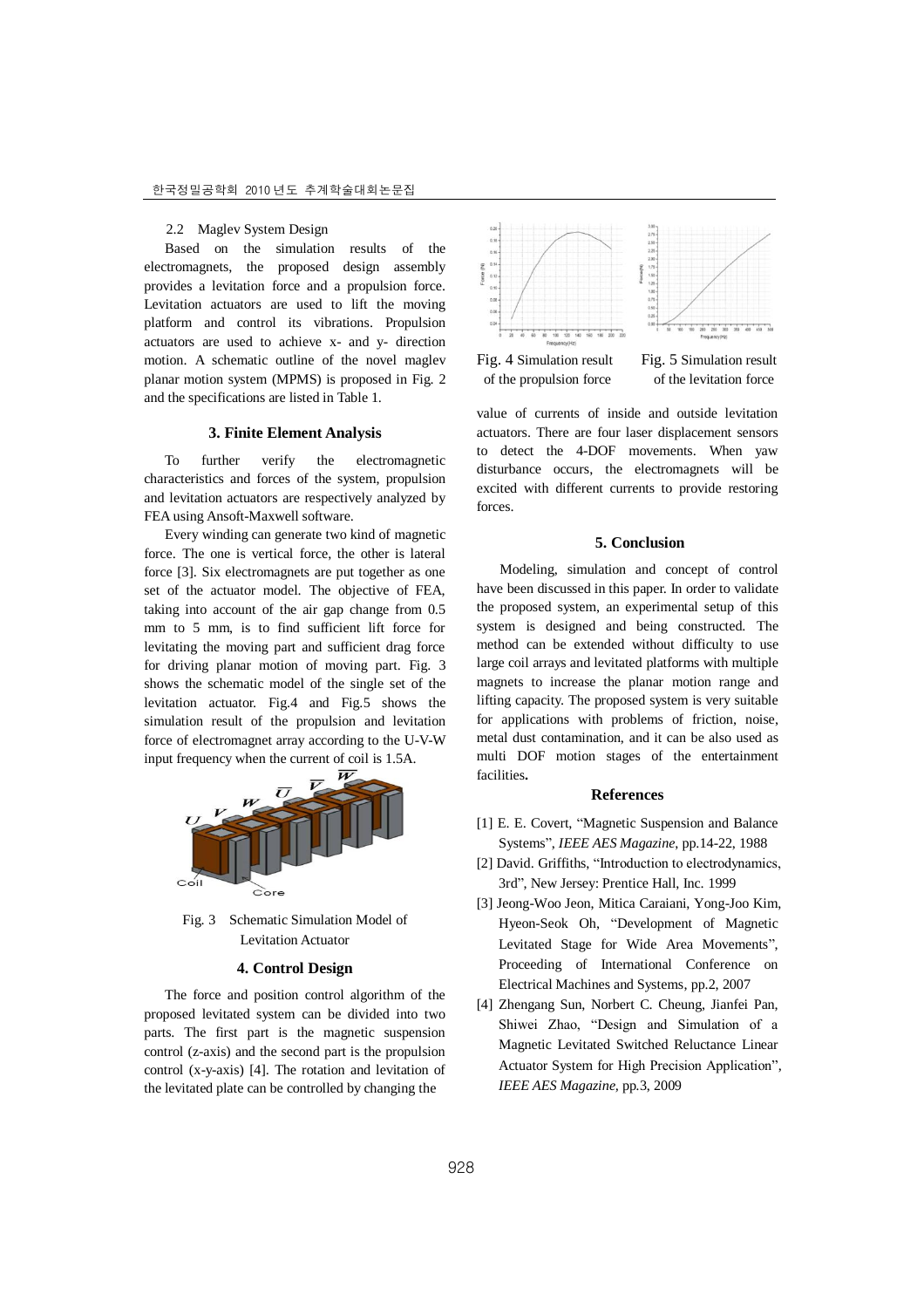### 2.2 Maglev System Design

Based on the simulation results of the electromagnets, the proposed design assembly provides a levitation force and a propulsion force. Levitation actuators are used to lift the moving platform and control its vibrations. Propulsion actuators are used to achieve x- and y- direction motion. A schematic outline of the novel maglev planar motion system (MPMS) is proposed in Fig. 2 and the specifications are listed in Table 1.

## 3. Finite Element Analysis

To further verify the electromagnetic characteristics and forces of the system, propulsion and levitation actuators are respectively analyzed by FEA using Ansoft-Maxwell software.

Every winding can generate two kind of magnetic force. The one is vertical force, the other is lateral force [3]. Six electromagnets are put together as one set of the actuator model. The objective of FEA, taking into account of the air gap change from 0.5 mm to 5 mm, is to find sufficient lift force for levitating the moving part and sufficient drag force for driving planar motion of moving part. Fig. 3 shows the schematic model of the single set of the levitation actuator. Fig.4 and Fig.5 shows the simulation result of the propulsion and levitation force of electromagnet array according to the U-V-W input frequency when the current of coil is 1.5A.

U V W $\overline{U}$ $\overline{V}$ $\overline{W}$

Coil

Core

Fig. 3 Schematic Simulation Model of Levitation Actuator

## 4. Control Design

The force and position control algorithm of the proposed levitated system can be divided into two parts. The first part is the magnetic suspension control (z-axis) and the second part is the propulsion control (x-y-axis) [4]. The rotation and levitation of the levitated plate can be controlled by changing the value of currents of inside and outside levitation actuators. There are four laser displacement sensors to detect the 4-DOF movements. When yaw disturbance occurs, the electromagnets will be excited with different currents to provide restoring forces.

Fig. 4 Simulation result of the propulsion force

Fig. 5 Simulation result of the levitation force

## 5. Conclusion

Modeling, simulation and concept of control have been discussed in this paper. In order to validate the proposed system, an experimental setup of this system is designed and being constructed. The method can be extended without difficulty to use large coil arrays and levitated platforms with multiple magnets to increase the planar motion range and lifting capacity. The proposed system is very suitable for applications with problems of friction, noise, metal dust contamination, and it can be also used as multi DOF motion stages of the entertainment facilities.

## References

[1] E. E. Covert, "Magnetic Suspension and Balance Systems", *IEEE AES Magazine*, pp.14-22, 1988

[2] David. Griffiths, "Introduction to electrodynamics, 3rd", New Jersey: Prentice Hall, Inc. 1999

[3] Jeong-Woo Jeon, Mitica Caraiani, Yong-Joo Kim, Hyeon-Seok Oh, "Development of Magnetic Levitated Stage for Wide Area Movements", Proceeding of International Conference on Electrical Machines and Systems, pp.2, 2007

[4] Zhengang Sun, Norbert C. Cheung, Jianfei Pan, Shiwei Zhao, "Design and Simulation of a Magnetic Levitated Switched Reluctance Linear Actuator System for High Precision Application", *IEEE AES Magazine*, pp.3, 2009